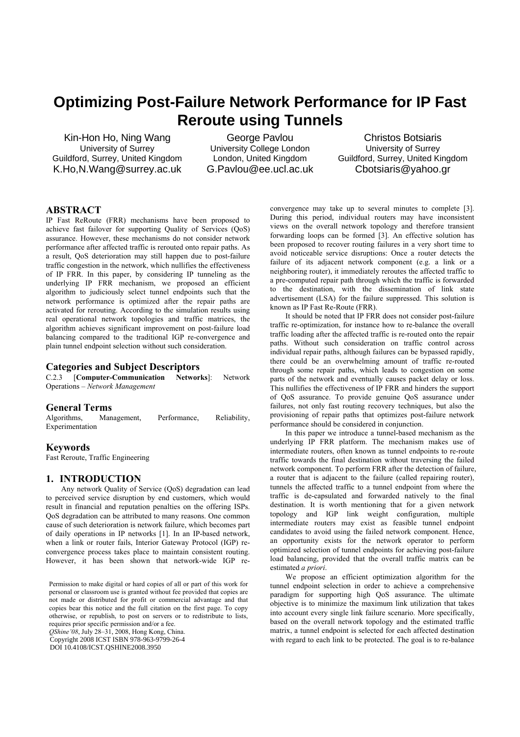# Optimizing Post-Failure Network Performance for IP Fast Reroute using Tunnels

Kin-Hon Ho, Ning Wang
University of Surrey
Guildford, Surrey, United Kingdom
K.Ho,N.Wang@surrey.ac.uk

George Pavlou
University College London
London, United Kingdom
G.Pavlou@ee.ucl.ac.uk

Christos Botsiaris
University of Surrey
Guildford, Surrey, United Kingdom
Cbotsiaris@yahoo.gr

## ABSTRACT

IP Fast ReRoute (FRR) mechanisms have been proposed to achieve fast failover for supporting Quality of Services (QoS) assurance. However, these mechanisms do not consider network performance after affected traffic is rerouted onto repair paths. As a result, QoS deterioration may still happen due to post-failure traffic congestion in the network, which nullifies the effectiveness of IP FRR. In this paper, by considering IP tunneling as the underlying IP FRR mechanism, we proposed an efficient algorithm to judiciously select tunnel endpoints such that the network performance is optimized after the repair paths are activated for rerouting. According to the simulation results using real operational network topologies and traffic matrices, the algorithm achieves significant improvement on post-failure load balancing compared to the traditional IGP re-convergence and plain tunnel endpoint selection without such consideration.

## Categories and Subject Descriptors

C.2.3 [**Computer-Communication Networks**]: Network Operations – *Network Management*

## General Terms

Algorithms, Management, Performance, Reliability, Experimentation

## Keywords

Fast Reroute, Traffic Engineering

## 1. INTRODUCTION

Any network Quality of Service (QoS) degradation can lead to perceived service disruption by end customers, which would result in financial and reputation penalties on the offering ISPs. QoS degradation can be attributed to many reasons. One common cause of such deterioration is network failure, which becomes part of daily operations in IP networks [1]. In an IP-based network, when a link or router fails, Interior Gateway Protocol (IGP) re-convergence process takes place to maintain consistent routing. However, it has been shown that network-wide IGP re-convergence may take up to several minutes to complete [3]. During this period, individual routers may have inconsistent views on the overall network topology and therefore transient forwarding loops can be formed [3]. An effective solution has been proposed to recover routing failures in a very short time to avoid noticeable service disruptions: Once a router detects the failure of its adjacent network component (e.g. a link or a neighboring router), it immediately reroutes the affected traffic to a pre-computed repair path through which the traffic is forwarded to the destination, with the dissemination of link state advertisement (LSA) for the failure suppressed. This solution is known as IP Fast Re-Route (FRR).

It should be noted that IP FRR does not consider post-failure traffic re-optimization, for instance how to re-balance the overall traffic loading after the affected traffic is re-routed onto the repair paths. Without such consideration on traffic control across individual repair paths, although failures can be bypassed rapidly, there could be an overwhelming amount of traffic re-routed through some repair paths, which leads to congestion on some parts of the network and eventually causes packet delay or loss. This nullifies the effectiveness of IP FRR and hinders the support of QoS assurance. To provide genuine QoS assurance under failures, not only fast routing recovery techniques, but also the provisioning of repair paths that optimizes post-failure network performance should be considered in conjunction.

In this paper we introduce a tunnel-based mechanism as the underlying IP FRR platform. The mechanism makes use of intermediate routers, often known as tunnel endpoints to re-route traffic towards the final destination without traversing the failed network component. To perform FRR after the detection of failure, a router that is adjacent to the failure (called repairing router), tunnels the affected traffic to a tunnel endpoint from where the traffic is de-capsulated and forwarded natively to the final destination. It is worth mentioning that for a given network topology and IGP link weight configuration, multiple intermediate routers may exist as feasible tunnel endpoint candidates to avoid using the failed network component. Hence, an opportunity exists for the network operator to perform optimized selection of tunnel endpoints for achieving post-failure load balancing, provided that the overall traffic matrix can be estimated *a priori*.

We propose an efficient optimization algorithm for the tunnel endpoint selection in order to achieve a comprehensive paradigm for supporting high QoS assurance. The ultimate objective is to minimize the maximum link utilization that takes into account every single link failure scenario. More specifically, based on the overall network topology and the estimated traffic matrix, a tunnel endpoint is selected for each affected destination with regard to each link to be protected. The goal is to re-balance

Permission to make digital or hard copies of all or part of this work for personal or classroom use is granted without fee provided that copies are not made or distributed for profit or commercial advantage and that copies bear this notice and the full citation on the first page. To copy otherwise, or republish, to post on servers or to redistribute to lists, requires prior specific permission and/or a fee.
*QShine'08*, July 28–31, 2008, Hong Kong, China.
Copyright 2008 ICST ISBN 978-963-9799-26-4
DOI 10.4108/ICST.QSHINE2008.3950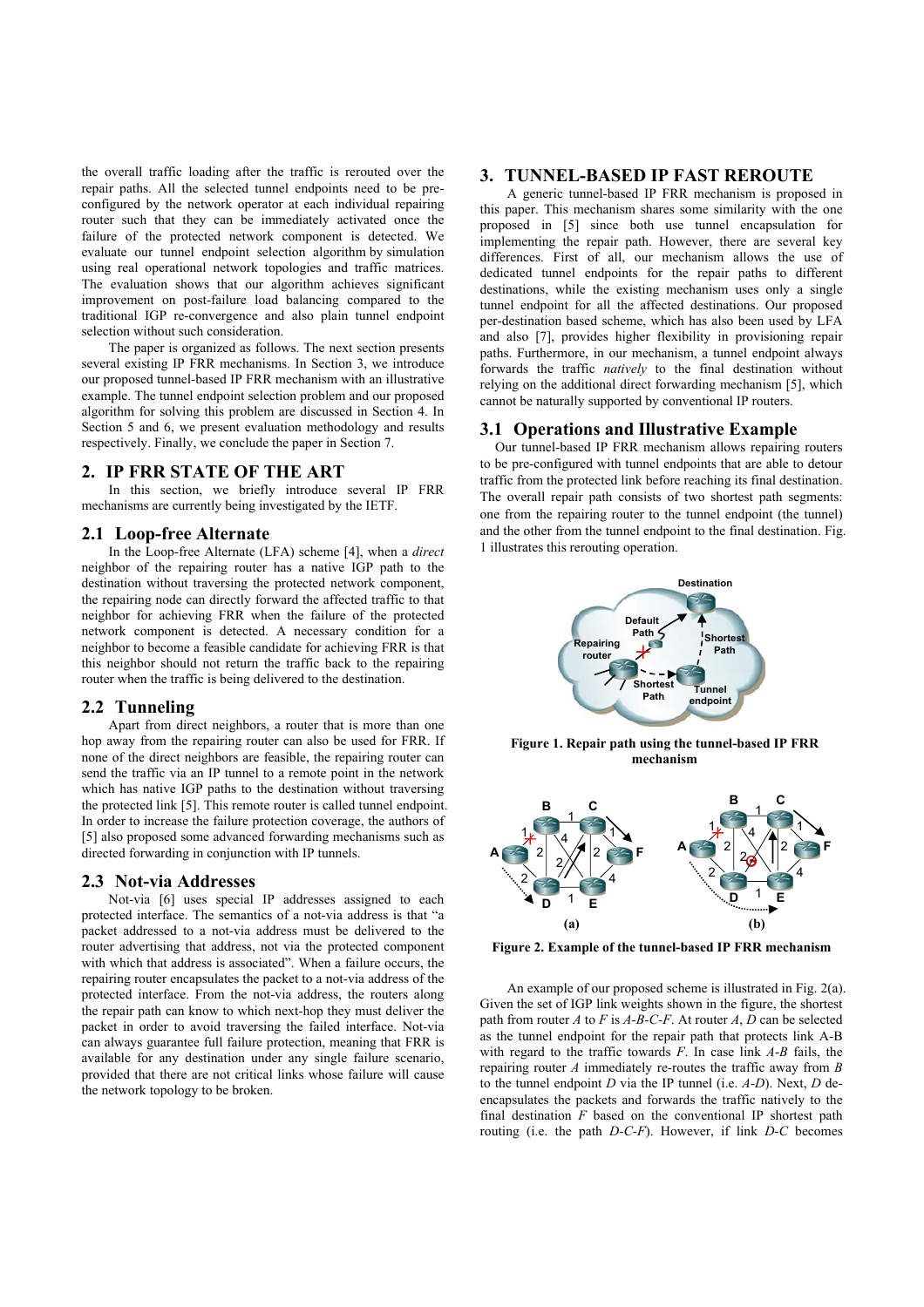the overall traffic loading after the traffic is rerouted over the repair paths. All the selected tunnel endpoints need to be pre-configured by the network operator at each individual repairing router such that they can be immediately activated once the failure of the protected network component is detected. We evaluate our tunnel endpoint selection algorithm by simulation using real operational network topologies and traffic matrices. The evaluation shows that our algorithm achieves significant improvement on post-failure load balancing compared to the traditional IGP re-convergence and also plain tunnel endpoint selection without such consideration.

The paper is organized as follows. The next section presents several existing IP FRR mechanisms. In Section 3, we introduce our proposed tunnel-based IP FRR mechanism with an illustrative example. The tunnel endpoint selection problem and our proposed algorithm for solving this problem are discussed in Section 4. In Section 5 and 6, we present evaluation methodology and results respectively. Finally, we conclude the paper in Section 7.

## 2. IP FRR STATE OF THE ART

In this section, we briefly introduce several IP FRR mechanisms are currently being investigated by the IETF.

### 2.1 Loop-free Alternate

In the Loop-free Alternate (LFA) scheme [4], when a *direct* neighbor of the repairing router has a native IGP path to the destination without traversing the protected network component, the repairing node can directly forward the affected traffic to that neighbor for achieving FRR when the failure of the protected network component is detected. A necessary condition for a neighbor to become a feasible candidate for achieving FRR is that this neighbor should not return the traffic back to the repairing router when the traffic is being delivered to the destination.

### 2.2 Tunneling

Apart from direct neighbors, a router that is more than one hop away from the repairing router can also be used for FRR. If none of the direct neighbors are feasible, the repairing router can send the traffic via an IP tunnel to a remote point in the network which has native IGP paths to the destination without traversing the protected link [5]. This remote router is called tunnel endpoint. In order to increase the failure protection coverage, the authors of [5] also proposed some advanced forwarding mechanisms such as directed forwarding in conjunction with IP tunnels.

### 2.3 Not-via Addresses

Not-via [6] uses special IP addresses assigned to each protected interface. The semantics of a not-via address is that "a packet addressed to a not-via address must be delivered to the router advertising that address, not via the protected component with which that address is associated". When a failure occurs, the repairing router encapsulates the packet to a not-via address of the protected interface. From the not-via address, the routers along the repair path can know to which next-hop they must deliver the packet in order to avoid traversing the failed interface. Not-via can always guarantee full failure protection, meaning that FRR is available for any destination under any single failure scenario, provided that there are not critical links whose failure will cause the network topology to be broken.

## 3. TUNNEL-BASED IP FAST REROUTE

A generic tunnel-based IP FRR mechanism is proposed in this paper. This mechanism shares some similarity with the one proposed in [5] since both use tunnel encapsulation for implementing the repair path. However, there are several key differences. First of all, our mechanism allows the use of dedicated tunnel endpoints for the repair paths to different destinations, while the existing mechanism uses only a single tunnel endpoint for all the affected destinations. Our proposed per-destination based scheme, which has also been used by LFA and also [7], provides higher flexibility in provisioning repair paths. Furthermore, in our mechanism, a tunnel endpoint always forwards the traffic *natively* to the final destination without relying on the additional direct forwarding mechanism [5], which cannot be naturally supported by conventional IP routers.

### 3.1 Operations and Illustrative Example

Our tunnel-based IP FRR mechanism allows repairing routers to be pre-configured with tunnel endpoints that are able to detour traffic from the protected link before reaching its final destination. The overall repair path consists of two shortest path segments: one from the repairing router to the tunnel endpoint (the tunnel) and the other from the tunnel endpoint to the final destination. Fig. 1 illustrates this rerouting operation.

**Figure 1. Repair path using the tunnel-based IP FRR mechanism**

**Figure 2. Example of the tunnel-based IP FRR mechanism**

An example of our proposed scheme is illustrated in Fig. 2(a). Given the set of IGP link weights shown in the figure, the shortest path from router *A* to *F* is *A-B-C-F*. At router *A*, *D* can be selected as the tunnel endpoint for the repair path that protects link A-B with regard to the traffic towards *F*. In case link *A-B* fails, the repairing router *A* immediately re-routes the traffic away from *B* to the tunnel endpoint *D* via the IP tunnel (i.e. *A-D*). Next, *D* de-encapsulates the packets and forwards the traffic natively to the final destination *F* based on the conventional IP shortest path routing (i.e. the path *D-C-F*). However, if link *D-C* becomes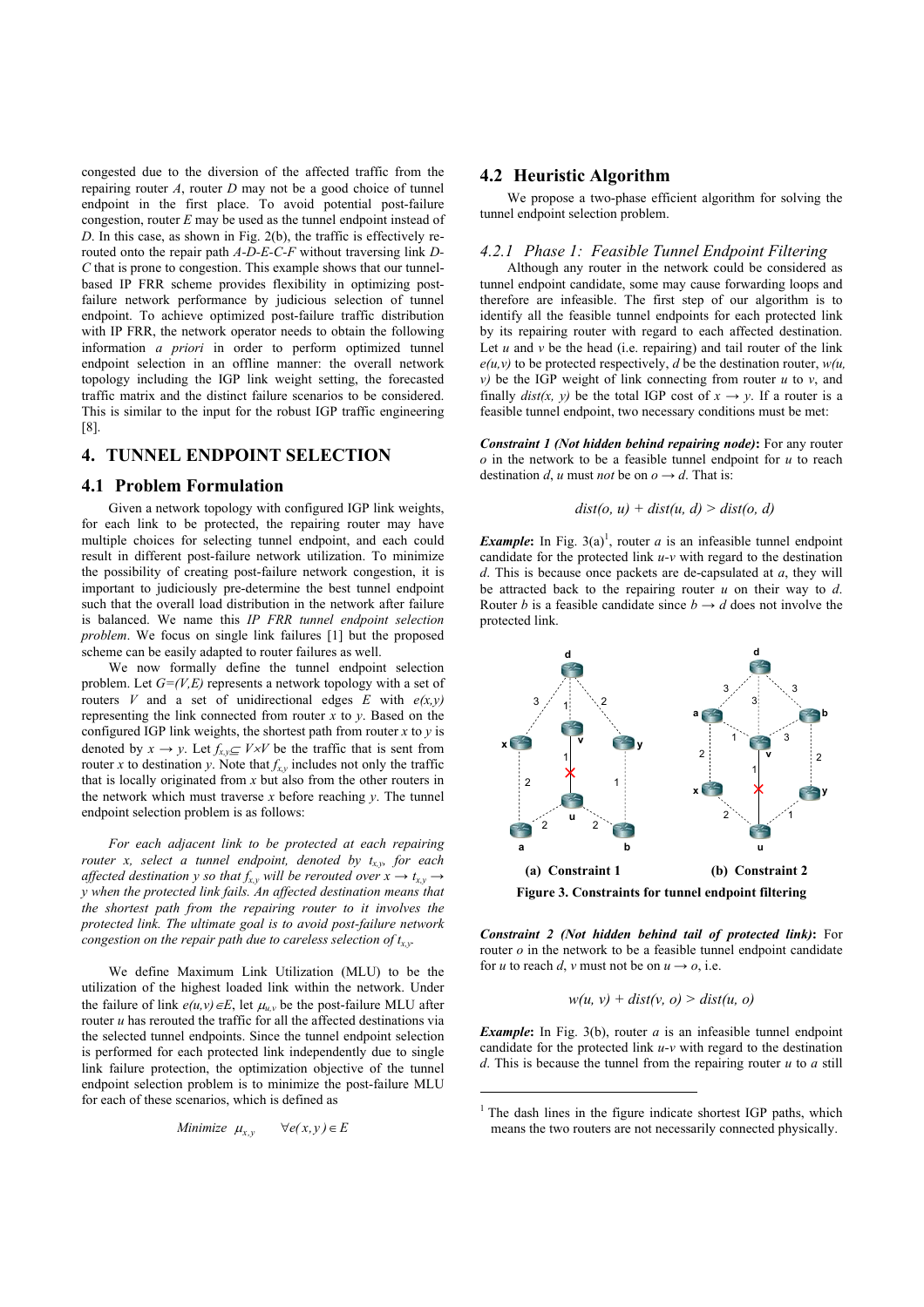congested due to the diversion of the affected traffic from the repairing router *A*, router *D* may not be a good choice of tunnel endpoint in the first place. To avoid potential post-failure congestion, router *E* may be used as the tunnel endpoint instead of *D*. In this case, as shown in Fig. 2(b), the traffic is effectively re-routed onto the repair path *A-D-E-C-F* without traversing link *D-C* that is prone to congestion. This example shows that our tunnel-based IP FRR scheme provides flexibility in optimizing post-failure network performance by judicious selection of tunnel endpoint. To achieve optimized post-failure traffic distribution with IP FRR, the network operator needs to obtain the following information *a priori* in order to perform optimized tunnel endpoint selection in an offline manner: the overall network topology including the IGP link weight setting, the forecasted traffic matrix and the distinct failure scenarios to be considered. This is similar to the input for the robust IGP traffic engineering [8].

## 4. TUNNEL ENDPOINT SELECTION

### 4.1 Problem Formulation

Given a network topology with configured IGP link weights, for each link to be protected, the repairing router may have multiple choices for selecting tunnel endpoint, and each could result in different post-failure network utilization. To minimize the possibility of creating post-failure network congestion, it is important to judiciously pre-determine the best tunnel endpoint such that the overall load distribution in the network after failure is balanced. We name this *IP FRR tunnel endpoint selection problem*. We focus on single link failures [1] but the proposed scheme can be easily adapted to router failures as well.

We now formally define the tunnel endpoint selection problem. Let $G=(V,E)$ represents a network topology with a set of routers $V$ and a set of unidirectional edges $E$ with $e(x,y)$ representing the link connected from router $x$ to $y$. Based on the configured IGP link weights, the shortest path from router $x$ to $y$ is denoted by $x \rightarrow y$. Let $f_{x,y} \subseteq V \times V$ be the traffic that is sent from router $x$ to destination $y$. Note that $f_{x,y}$ includes not only the traffic that is locally originated from $x$ but also from the other routers in the network which must traverse $x$ before reaching $y$. The tunnel endpoint selection problem is as follows:

*For each adjacent link to be protected at each repairing router x, select a tunnel endpoint, denoted by $t_{x,y}$, for each affected destination y so that $f_{x,y}$ will be rerouted over $x \rightarrow t_{x,y} \rightarrow y$ when the protected link fails. An affected destination means that the shortest path from the repairing router to it involves the protected link. The ultimate goal is to avoid post-failure network congestion on the repair path due to careless selection of $t_{x,y}$.*

We define Maximum Link Utilization (MLU) to be the utilization of the highest loaded link within the network. Under the failure of link $e(u,v) \in E$, let $\mu_{u,v}$ be the post-failure MLU after router $u$ has rerouted the traffic for all the affected destinations via the selected tunnel endpoints. Since the tunnel endpoint selection is performed for each protected link independently due to single link failure protection, the optimization objective of the tunnel endpoint selection problem is to minimize the post-failure MLU for each of these scenarios, which is defined as

$$Minimize \ \ \mu_{x,y} \qquad \forall e(x,y) \in E$$

### 4.2 Heuristic Algorithm

We propose a two-phase efficient algorithm for solving the tunnel endpoint selection problem.

#### 4.2.1 Phase 1: Feasible Tunnel Endpoint Filtering

Although any router in the network could be considered as tunnel endpoint candidate, some may cause forwarding loops and therefore are infeasible. The first step of our algorithm is to identify all the feasible tunnel endpoints for each protected link by its repairing router with regard to each affected destination. Let $u$ and $v$ be the head (i.e. repairing) and tail router of the link $e(u,v)$ to be protected respectively, $d$ be the destination router, $w(u, v)$ be the IGP weight of link connecting from router $u$ to $v$, and finally $dist(x, y)$ be the total IGP cost of $x \rightarrow y$. If a router is a feasible tunnel endpoint, two necessary conditions must be met:

***Constraint 1 (Not hidden behind repairing node)*:** For any router $o$ in the network to be a feasible tunnel endpoint for $u$ to reach destination $d$, $u$ must *not* be on $o \rightarrow d$. That is:

$$dist(o, u) + dist(u, d) > dist(o, d)$$

***Example*:** In Fig. 3(a)[1], router *a* is an infeasible tunnel endpoint candidate for the protected link *u-v* with regard to the destination *d*. This is because once packets are de-capsulated at *a*, they will be attracted back to the repairing router *u* on their way to *d*. Router *b* is a feasible candidate since $b \rightarrow d$ does not involve the protected link.

**(a) Constraint 1** **(b) Constraint 2**

**Figure 3. Constraints for tunnel endpoint filtering**

***Constraint 2 (Not hidden behind tail of protected link)*:** For router $o$ in the network to be a feasible tunnel endpoint candidate for $u$ to reach $d$, $v$ must not be on $u \rightarrow o$, i.e.

$$w(u, v) + dist(v, o) > dist(u, o)$$

***Example*:** In Fig. 3(b), router *a* is an infeasible tunnel endpoint candidate for the protected link *u-v* with regard to the destination *d*. This is because the tunnel from the repairing router *u* to *a* still

[1] The dash lines in the figure indicate shortest IGP paths, which means the two routers are not necessarily connected physically.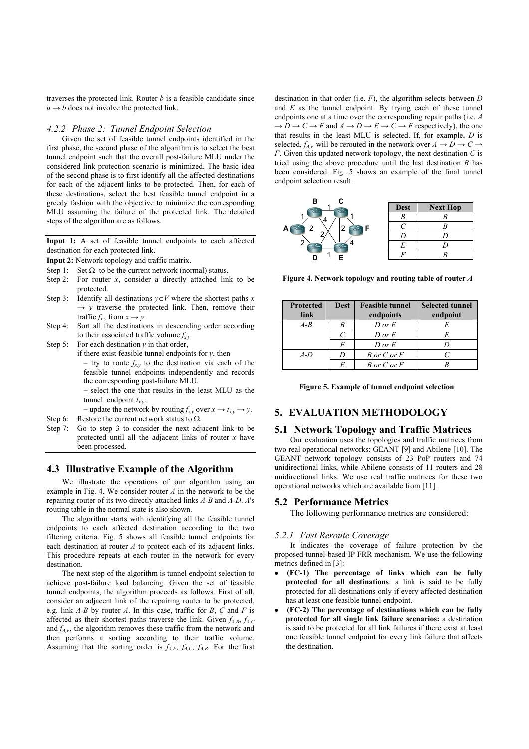traverses the protected link. Router $b$ is a feasible candidate since $u \rightarrow b$ does not involve the protected link.

#### 4.2.2 Phase 2: Tunnel Endpoint Selection

Given the set of feasible tunnel endpoints identified in the first phase, the second phase of the algorithm is to select the best tunnel endpoint such that the overall post-failure MLU under the considered link protection scenario is minimized. The basic idea of the second phase is to first identify all the affected destinations for each of the adjacent links to be protected. Then, for each of these destinations, select the best feasible tunnel endpoint in a greedy fashion with the objective to minimize the corresponding MLU assuming the failure of the protected link. The detailed steps of the algorithm are as follows.

**Input 1:** A set of feasible tunnel endpoints to each affected destination for each protected link.

**Input 2:** Network topology and traffic matrix.

- Step 1: Set $\Omega$ to be the current network (normal) status.
- Step 2: For router $x$, consider a directly attached link to be protected.
- Step 3: Identify all destinations $y \in V$ where the shortest paths $x \rightarrow y$ traverse the protected link. Then, remove their traffic $f_{x,y}$ from $x \rightarrow y$.
- Step 4: Sort all the destinations in descending order according to their associated traffic volume $f_{x,y}$.
- Step 5: For each destination $y$ in that order, if there exist feasible tunnel endpoints for $y$, then
  - – try to route $f_{x,y}$ to the destination via each of the feasible tunnel endpoints independently and records the corresponding post-failure MLU.
  - – select the one that results in the least MLU as the tunnel endpoint $t_{x,y}$.
  - – update the network by routing $f_{x,y}$ over $x \rightarrow t_{x,y} \rightarrow y$.
- Step 6: Restore the current network status to $\Omega$.
- Step 7: Go to step 3 to consider the next adjacent link to be protected until all the adjacent links of router $x$ have been processed.

### 4.3 Illustrative Example of the Algorithm

We illustrate the operations of our algorithm using an example in Fig. 4. We consider router $A$ in the network to be the repairing router of its two directly attached links $A$-$B$ and $A$-$D$. $A$'s routing table in the normal state is also shown.

The algorithm starts with identifying all the feasible tunnel endpoints to each affected destination according to the two filtering criteria. Fig. 5 shows all feasible tunnel endpoints for each destination at router $A$ to protect each of its adjacent links. This procedure repeats at each router in the network for every destination.

The next step of the algorithm is tunnel endpoint selection to achieve post-failure load balancing. Given the set of feasible tunnel endpoints, the algorithm proceeds as follows. First of all, consider an adjacent link of the repairing router to be protected, e.g. link $A$-$B$ by router $A$. In this case, traffic for $B$, $C$ and $F$ is affected as their shortest paths traverse the link. Given $f_{A,B}$, $f_{A,C}$ and $f_{A,F}$, the algorithm removes these traffic from the network and then performs a sorting according to their traffic volume. Assuming that the sorting order is $f_{A,F}$, $f_{A,C}$, $f_{A,B}$. For the first destination in that order (i.e. $F$), the algorithm selects between $D$ and $E$ as the tunnel endpoint. By trying each of these tunnel endpoints one at a time over the corresponding repair paths (i.e. $A \rightarrow D \rightarrow C \rightarrow F$ and $A \rightarrow D \rightarrow E \rightarrow C \rightarrow F$ respectively), the one that results in the least MLU is selected. If, for example, $D$ is selected, $f_{A,F}$ will be rerouted in the network over $A \rightarrow D \rightarrow C \rightarrow F$. Given this updated network topology, the next destination $C$ is tried using the above procedure until the last destination $B$ has been considered. Fig. 5 shows an example of the final tunnel endpoint selection result.

| Dest | Next Hop |
|---|---|
| $B$ | $B$ |
| $C$ | $B$ |
| $D$ | $D$ |
| $E$ | $D$ |
| $F$ | $B$ |

**Figure 4. Network topology and routing table of router $A$**

| Protected link | Dest | Feasible tunnel endpoints | Selected tunnel endpoint |
|---|---|---|---|
| $A$-$B$ | $B$ | $D$ or $E$ | $E$ |
| | $C$ | $D$ or $E$ | $E$ |
| | $F$ | $D$ or $E$ | $D$ |
| $A$-$D$ | $D$ | $B$ or $C$ or $F$ | $C$ |
| | $E$ | $B$ or $C$ or $F$ | $B$ |

**Figure 5. Example of tunnel endpoint selection**

## 5. EVALUATION METHODOLOGY

### 5.1 Network Topology and Traffic Matrices

Our evaluation uses the topologies and traffic matrices from two real operational networks: GEANT [9] and Abilene [10]. The GEANT network topology consists of 23 PoP routers and 74 unidirectional links, while Abilene consists of 11 routers and 28 unidirectional links. We use real traffic matrices for these two operational networks which are available from [11].

### 5.2 Performance Metrics

The following performance metrics are considered:

#### 5.2.1 Fast Reroute Coverage

It indicates the coverage of failure protection by the proposed tunnel-based IP FRR mechanism. We use the following metrics defined in [3]:

- **(FC-1) The percentage of links which can be fully protected for all destinations**: a link is said to be fully protected for all destinations only if every affected destination has at least one feasible tunnel endpoint.
- **(FC-2) The percentage of destinations which can be fully protected for all single link failure scenarios:** a destination is said to be protected for all link failures if there exist at least one feasible tunnel endpoint for every link failure that affects the destination.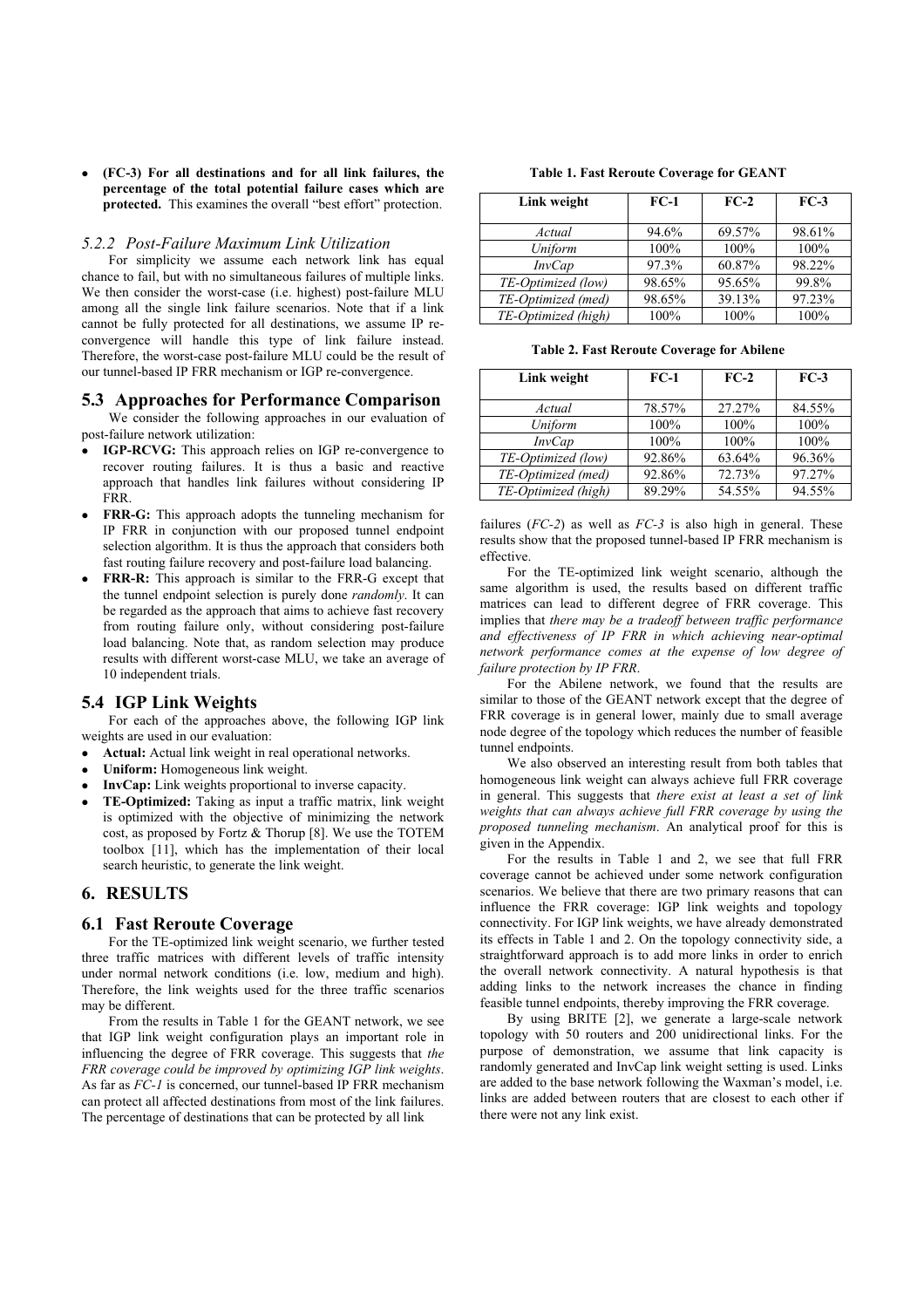- **(FC-3) For all destinations and for all link failures, the percentage of the total potential failure cases which are protected.** This examines the overall "best effort" protection.

#### 5.2.2 Post-Failure Maximum Link Utilization

For simplicity we assume each network link has equal chance to fail, but with no simultaneous failures of multiple links. We then consider the worst-case (i.e. highest) post-failure MLU among all the single link failure scenarios. Note that if a link cannot be fully protected for all destinations, we assume IP re-convergence will handle this type of link failure instead. Therefore, the worst-case post-failure MLU could be the result of our tunnel-based IP FRR mechanism or IGP re-convergence.

### 5.3 Approaches for Performance Comparison

We consider the following approaches in our evaluation of post-failure network utilization:

- **IGP-RCVG:** This approach relies on IGP re-convergence to recover routing failures. It is thus a basic and reactive approach that handles link failures without considering IP FRR.
- **FRR-G:** This approach adopts the tunneling mechanism for IP FRR in conjunction with our proposed tunnel endpoint selection algorithm. It is thus the approach that considers both fast routing failure recovery and post-failure load balancing.
- **FRR-R:** This approach is similar to the FRR-G except that the tunnel endpoint selection is purely done *randomly*. It can be regarded as the approach that aims to achieve fast recovery from routing failure only, without considering post-failure load balancing. Note that, as random selection may produce results with different worst-case MLU, we take an average of 10 independent trials.

### 5.4 IGP Link Weights

For each of the approaches above, the following IGP link weights are used in our evaluation:

- **Actual:** Actual link weight in real operational networks.
- **Uniform:** Homogeneous link weight.
- **InvCap:** Link weights proportional to inverse capacity.
- **TE-Optimized:** Taking as input a traffic matrix, link weight is optimized with the objective of minimizing the network cost, as proposed by Fortz & Thorup [8]. We use the TOTEM toolbox [11], which has the implementation of their local search heuristic, to generate the link weight.

## 6. RESULTS

### 6.1 Fast Reroute Coverage

For the TE-optimized link weight scenario, we further tested three traffic matrices with different levels of traffic intensity under normal network conditions (i.e. low, medium and high). Therefore, the link weights used for the three traffic scenarios may be different.

From the results in Table 1 for the GEANT network, we see that IGP link weight configuration plays an important role in influencing the degree of FRR coverage. This suggests that *the FRR coverage could be improved by optimizing IGP link weights*. As far as *FC-1* is concerned, our tunnel-based IP FRR mechanism can protect all affected destinations from most of the link failures. The percentage of destinations that can be protected by all link failures (*FC-2*) as well as *FC-3* is also high in general. These results show that the proposed tunnel-based IP FRR mechanism is effective.

**Table 1. Fast Reroute Coverage for GEANT**

| Link weight | FC-1 | FC-2 | FC-3 |
|---|---|---|---|
| *Actual* | 94.6% | 69.57% | 98.61% |
| *Uniform* | 100% | 100% | 100% |
| *InvCap* | 97.3% | 60.87% | 98.22% |
| *TE-Optimized (low)* | 98.65% | 95.65% | 99.8% |
| *TE-Optimized (med)* | 98.65% | 39.13% | 97.23% |
| *TE-Optimized (high)* | 100% | 100% | 100% |

**Table 2. Fast Reroute Coverage for Abilene**

| Link weight | FC-1 | FC-2 | FC-3 |
|---|---|---|---|
| *Actual* | 78.57% | 27.27% | 84.55% |
| *Uniform* | 100% | 100% | 100% |
| *InvCap* | 100% | 100% | 100% |
| *TE-Optimized (low)* | 92.86% | 63.64% | 96.36% |
| *TE-Optimized (med)* | 92.86% | 72.73% | 97.27% |
| *TE-Optimized (high)* | 89.29% | 54.55% | 94.55% |

For the TE-optimized link weight scenario, although the same algorithm is used, the results based on different traffic matrices can lead to different degree of FRR coverage. This implies that *there may be a tradeoff between traffic performance and effectiveness of IP FRR in which achieving near-optimal network performance comes at the expense of low degree of failure protection by IP FRR*.

For the Abilene network, we found that the results are similar to those of the GEANT network except that the degree of FRR coverage is in general lower, mainly due to small average node degree of the topology which reduces the number of feasible tunnel endpoints.

We also observed an interesting result from both tables that homogeneous link weight can always achieve full FRR coverage in general. This suggests that *there exist at least a set of link weights that can always achieve full FRR coverage by using the proposed tunneling mechanism*. An analytical proof for this is given in the Appendix.

For the results in Table 1 and 2, we see that full FRR coverage cannot be achieved under some network configuration scenarios. We believe that there are two primary reasons that can influence the FRR coverage: IGP link weights and topology connectivity. For IGP link weights, we have already demonstrated its effects in Table 1 and 2. On the topology connectivity side, a straightforward approach is to add more links in order to enrich the overall network connectivity. A natural hypothesis is that adding links to the network increases the chance in finding feasible tunnel endpoints, thereby improving the FRR coverage.

By using BRITE [2], we generate a large-scale network topology with 50 routers and 200 unidirectional links. For the purpose of demonstration, we assume that link capacity is randomly generated and InvCap link weight setting is used. Links are added to the base network following the Waxman's model, i.e. links are added between routers that are closest to each other if there were not any link exist.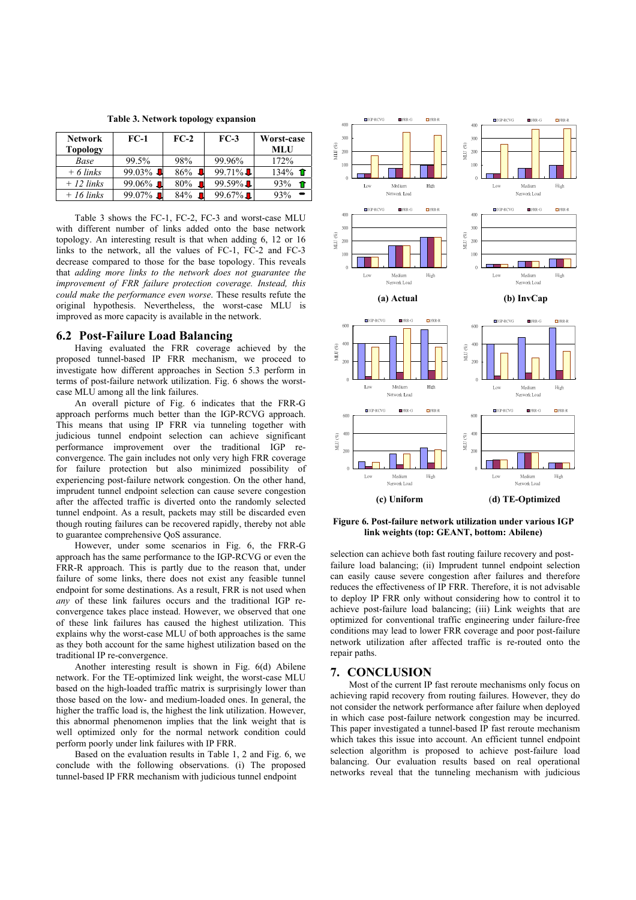**Table 3. Network topology expansion**

| Network Topology | FC-1 | FC-2 | FC-3 | Worst-case MLU |
|---|---|---|---|---|
| *Base* | 99.5% | 98% | 99.96% | 172% |
| *+ 6 links* | 99.03% ⬇ | 86% ⬇ | 99.71% ⬇ | 134% ⬆ |
| *+ 12 links* | 99.06% ⬇ | 80% ⬇ | 99.59% ⬇ | 93% ⬆ |
| *+ 16 links* | 99.07% ⬇ | 84% ⬇ | 99.67% ⬇ | 93% – |

Table 3 shows the FC-1, FC-2, FC-3 and worst-case MLU with different number of links added onto the base network topology. An interesting result is that when adding 6, 12 or 16 links to the network, all the values of FC-1, FC-2 and FC-3 decrease compared to those for the base topology. This reveals that *adding more links to the network does not guarantee the improvement of FRR failure protection coverage. Instead, this could make the performance even worse*. These results refute the original hypothesis. Nevertheless, the worst-case MLU is improved as more capacity is available in the network.

## 6.2 Post-Failure Load Balancing

Having evaluated the FRR coverage achieved by the proposed tunnel-based IP FRR mechanism, we proceed to investigate how different approaches in Section 5.3 perform in terms of post-failure network utilization. Fig. 6 shows the worst-case MLU among all the link failures.

An overall picture of Fig. 6 indicates that the FRR-G approach performs much better than the IGP-RCVG approach. This means that using IP FRR via tunneling together with judicious tunnel endpoint selection can achieve significant performance improvement over the traditional IGP re-convergence. The gain includes not only very high FRR coverage for failure protection but also minimized possibility of experiencing post-failure network congestion. On the other hand, imprudent tunnel endpoint selection can cause severe congestion after the affected traffic is diverted onto the randomly selected tunnel endpoint. As a result, packets may still be discarded even though routing failures can be recovered rapidly, thereby not able to guarantee comprehensive QoS assurance.

However, under some scenarios in Fig. 6, the FRR-G approach has the same performance to the IGP-RCVG or even the FRR-R approach. This is partly due to the reason that, under failure of some links, there does not exist any feasible tunnel endpoint for some destinations. As a result, FRR is not used when *any* of these link failures occurs and the traditional IGP re-convergence takes place instead. However, we observed that one of these link failures has caused the highest utilization. This explains why the worst-case MLU of both approaches is the same as they both account for the same highest utilization based on the traditional IP re-convergence.

Another interesting result is shown in Fig. 6(d) Abilene network. For the TE-optimized link weight, the worst-case MLU based on the high-loaded traffic matrix is surprisingly lower than those based on the low- and medium-loaded ones. In general, the higher the traffic load is, the highest the link utilization. However, this abnormal phenomenon implies that the link weight that is well optimized only for the normal network condition could perform poorly under link failures with IP FRR.

Based on the evaluation results in Table 1, 2 and Fig. 6, we conclude with the following observations. (i) The proposed tunnel-based IP FRR mechanism with judicious tunnel endpoint selection can achieve both fast routing failure recovery and post-failure load balancing; (ii) Imprudent tunnel endpoint selection can easily cause severe congestion after failures and therefore reduces the effectiveness of IP FRR. Therefore, it is not advisable to deploy IP FRR only without considering how to control it to achieve post-failure load balancing; (iii) Link weights that are optimized for conventional traffic engineering under failure-free conditions may lead to lower FRR coverage and poor post-failure network utilization after affected traffic is re-routed onto the repair paths.

**Figure 6. Post-failure network utilization under various IGP link weights (top: GEANT, bottom: Abilene)**

## 7. CONCLUSION

Most of the current IP fast reroute mechanisms only focus on achieving rapid recovery from routing failures. However, they do not consider the network performance after failure when deployed in which case post-failure network congestion may be incurred. This paper investigated a tunnel-based IP fast reroute mechanism which takes this issue into account. An efficient tunnel endpoint selection algorithm is proposed to achieve post-failure load balancing. Our evaluation results based on real operational networks reveal that the tunneling mechanism with judicious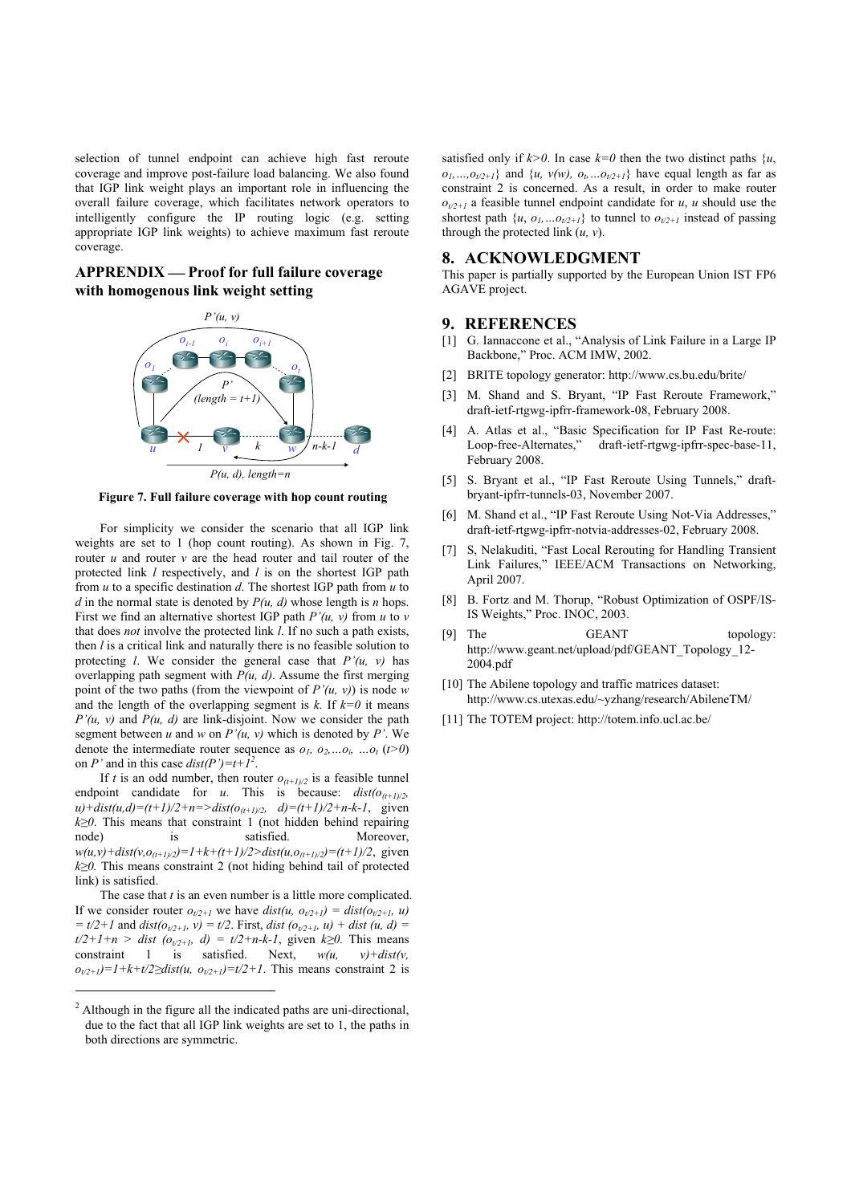selection of tunnel endpoint can achieve high fast reroute coverage and improve post-failure load balancing. We also found that IGP link weight plays an important role in influencing the overall failure coverage, which facilitates network operators to intelligently configure the IP routing logic (e.g. setting appropriate IGP link weights) to achieve maximum fast reroute coverage.

## APPRENDIX — Proof for full failure coverage with homogenous link weight setting

P'(u, v)

$o_1$ $o_{i-1}$ $o_i$ $o_{i+1}$ $o_t$

P'

(length = t+1)

u 1 v k w n-k-1 d

P(u, d), length=n

**Figure 7. Full failure coverage with hop count routing**

For simplicity we consider the scenario that all IGP link weights are set to 1 (hop count routing). As shown in Fig. 7, router $u$ and router $v$ are the head router and tail router of the protected link $l$ respectively, and $l$ is on the shortest IGP path from $u$ to a specific destination $d$. The shortest IGP path from $u$ to $d$ in the normal state is denoted by $P(u, d)$ whose length is $n$ hops. First we find an alternative shortest IGP path $P'(u, v)$ from $u$ to $v$ that does *not* involve the protected link $l$. If no such a path exists, then $l$ is a critical link and naturally there is no feasible solution to protecting $l$. We consider the general case that $P'(u, v)$ has overlapping path segment with $P(u, d)$. Assume the first merging point of the two paths (from the viewpoint of $P'(u, v)$) is node $w$ and the length of the overlapping segment is $k$. If $k=0$ it means $P'(u, v)$ and $P(u, d)$ are link-disjoint. Now we consider the path segment between $u$ and $w$ on $P'(u, v)$ which is denoted by $P'$. We denote the intermediate router sequence as $o_1, o_2, \ldots o_i, \ldots o_t$ $(t>0)$ on $P'$ and in this case $dist(P')=t+1$[2].

If $t$ is an odd number, then router $o_{(t+1)/2}$ is a feasible tunnel endpoint candidate for $u$. This is because: $dist(o_{(t+1)/2}, u)+dist(u,d)=(t+1)/2+n=>dist(o_{(t+1)/2}, d)=(t+1)/2+n-k-1$, given $k\geq 0$. This means that constraint 1 (not hidden behind repairing node) is satisfied. Moreover, $w(u,v)+dist(v,o_{(t+1)/2})=1+k+(t+1)/2>dist(u,o_{(t+1)/2})=(t+1)/2$, given $k\geq 0$. This means constraint 2 (not hiding behind tail of protected link) is satisfied.

The case that $t$ is an even number is a little more complicated. If we consider router $o_{t/2+1}$ we have $dist(u, o_{t/2+1}) = dist(o_{t/2+1}, u) = t/2+1$ and $dist(o_{t/2+1}, v) = t/2$. First, $dist(o_{t/2+1}, u) + dist(u, d) = t/2+1+n > dist(o_{t/2+1}, d) = t/2+n-k-1$, given $k\geq 0$. This means constraint 1 is satisfied. Next, $w(u, v)+dist(v, o_{t/2+1})=1+k+t/2\geq dist(u, o_{t/2+1})=t/2+1$. This means constraint 2 is satisfied only if $k>0$. In case $k=0$ then the two distinct paths $\{u, o_1,\ldots,o_{t/2+1}\}$ and $\{u, v(w), o_t,\ldots o_{t/2+1}\}$ have equal length as far as constraint 2 is concerned. As a result, in order to make router $o_{t/2+1}$ a feasible tunnel endpoint candidate for $u$, $u$ should use the shortest path $\{u, o_1,\ldots o_{t/2+1}\}$ to tunnel to $o_{t/2+1}$ instead of passing through the protected link $(u, v)$.

[2] Although in the figure all the indicated paths are uni-directional, due to the fact that all IGP link weights are set to 1, the paths in both directions are symmetric.

## 8. ACKNOWLEDGMENT

This paper is partially supported by the European Union IST FP6 AGAVE project.

## 9. REFERENCES

[1] G. Iannaccone et al., "Analysis of Link Failure in a Large IP Backbone," Proc. ACM IMW, 2002.

[2] BRITE topology generator: http://www.cs.bu.edu/brite/

[3] M. Shand and S. Bryant, "IP Fast Reroute Framework," draft-ietf-rtgwg-ipfrr-framework-08, February 2008.

[4] A. Atlas et al., "Basic Specification for IP Fast Re-route: Loop-free-Alternates," draft-ietf-rtgwg-ipfrr-spec-base-11, February 2008.

[5] S. Bryant et al., "IP Fast Reroute Using Tunnels," draft-bryant-ipfrr-tunnels-03, November 2007.

[6] M. Shand et al., "IP Fast Reroute Using Not-Via Addresses," draft-ietf-rtgwg-ipfrr-notvia-addresses-02, February 2008.

[7] S, Nelakuditi, "Fast Local Rerouting for Handling Transient Link Failures," IEEE/ACM Transactions on Networking, April 2007.

[8] B. Fortz and M. Thorup, "Robust Optimization of OSPF/IS-IS Weights," Proc. INOC, 2003.

[9] The GEANT topology: http://www.geant.net/upload/pdf/GEANT_Topology_12-2004.pdf

[10] The Abilene topology and traffic matrices dataset: http://www.cs.utexas.edu/~yzhang/research/AbileneTM/

[11] The TOTEM project: http://totem.info.ucl.ac.be/